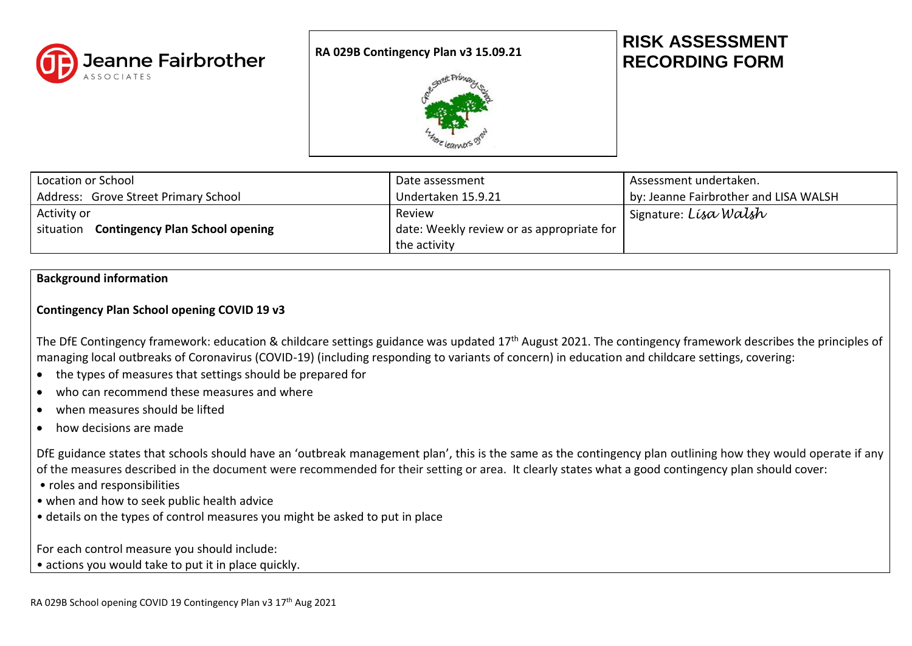RA 029B Contingency Plan v3 15.09.21

# RISK ASSESSMENT RECORDING FORM

| Location or School<br>Address: Grove Street Primary School | Date assessment<br>Undertaken 15.9.21 | Assessment undertaken.<br>by: Jeanne Fairbrother and LISA WALSH |
|---|---|---|
| Activity or<br>situation **Contingency Plan School opening** | Review<br>date: Weekly review or as appropriate for the activity | Signature: *Lisa Walsh* |

**Background information**

**Contingency Plan School opening COVID 19 v3**

The DfE Contingency framework: education & childcare settings guidance was updated 17th August 2021. The contingency framework describes the principles of managing local outbreaks of Coronavirus (COVID-19) (including responding to variants of concern) in education and childcare settings, covering:

- the types of measures that settings should be prepared for
- who can recommend these measures and where
- when measures should be lifted
- how decisions are made

DfE guidance states that schools should have an 'outbreak management plan', this is the same as the contingency plan outlining how they would operate if any of the measures described in the document were recommended for their setting or area. It clearly states what a good contingency plan should cover:

- roles and responsibilities
- when and how to seek public health advice
- details on the types of control measures you might be asked to put in place

For each control measure you should include:

- actions you would take to put it in place quickly.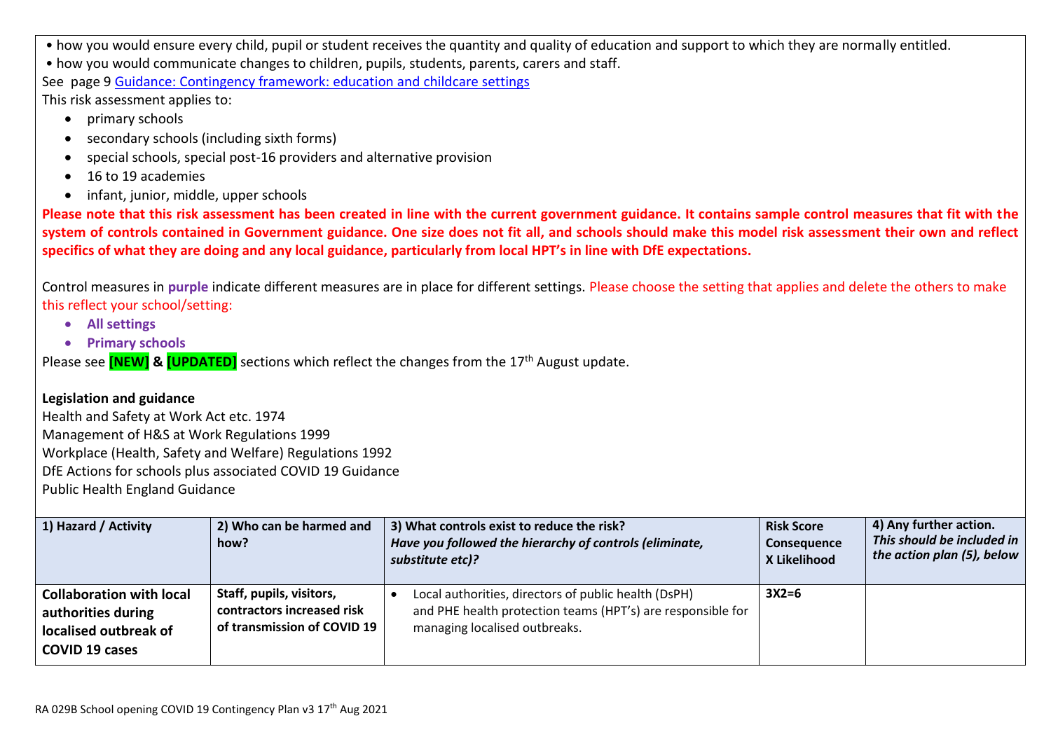- how you would ensure every child, pupil or student receives the quantity and quality of education and support to which they are normally entitled.
- how you would communicate changes to children, pupils, students, parents, carers and staff.

See page 9 [Guidance: Contingency framework: education and childcare settings]

This risk assessment applies to:

- primary schools
- secondary schools (including sixth forms)
- special schools, special post-16 providers and alternative provision
- 16 to 19 academies
- infant, junior, middle, upper schools

**Please note that this risk assessment has been created in line with the current government guidance. It contains sample control measures that fit with the system of controls contained in Government guidance. One size does not fit all, and schools should make this model risk assessment their own and reflect specifics of what they are doing and any local guidance, particularly from local HPT's in line with DfE expectations.**

Control measures in **purple** indicate different measures are in place for different settings. Please choose the setting that applies and delete the others to make this reflect your school/setting:

- **All settings**
- **Primary schools**

Please see **[NEW]** & **[UPDATED]** sections which reflect the changes from the 17th August update.

**Legislation and guidance**

Health and Safety at Work Act etc. 1974
Management of H&S at Work Regulations 1999
Workplace (Health, Safety and Welfare) Regulations 1992
DfE Actions for schools plus associated COVID 19 Guidance
Public Health England Guidance

| 1) Hazard / Activity | 2) Who can be harmed and how? | 3) What controls exist to reduce the risk? *Have you followed the hierarchy of controls (eliminate, substitute etc)?* | Risk Score Consequence X Likelihood | 4) Any further action. *This should be included in the action plan (5), below* |
|---|---|---|---|---|
| **Collaboration with local authorities during localised outbreak of COVID 19 cases** | **Staff, pupils, visitors, contractors increased risk of transmission of COVID 19** | • Local authorities, directors of public health (DsPH) and PHE health protection teams (HPT's) are responsible for managing localised outbreaks. | **3X2=6** | |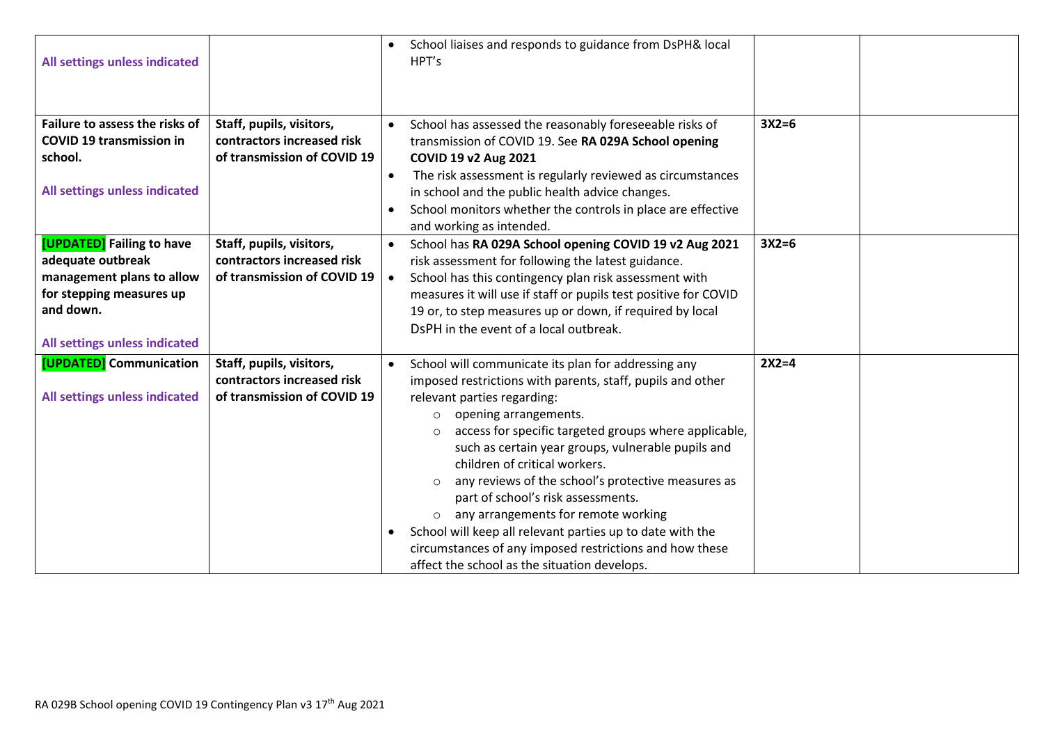| | | | | |
|---|---|---|---|---|
| All settings unless indicated | | • School liaises and responds to guidance from DsPH& local HPT's | | |
| **Failure to assess the risks of COVID 19 transmission in school.**<br><br>All settings unless indicated | **Staff, pupils, visitors, contractors increased risk of transmission of COVID 19** | • School has assessed the reasonably foreseeable risks of transmission of COVID 19. See **RA 029A School opening COVID 19 v2 Aug 2021**<br>• The risk assessment is regularly reviewed as circumstances in school and the public health advice changes.<br>• School monitors whether the controls in place are effective and working as intended. | **3X2=6** | |
| **[UPDATED] Failing to have adequate outbreak management plans to allow for stepping measures up and down.**<br><br>All settings unless indicated | **Staff, pupils, visitors, contractors increased risk of transmission of COVID 19** | • School has **RA 029A School opening COVID 19 v2 Aug 2021** risk assessment for following the latest guidance.<br>• School has this contingency plan risk assessment with measures it will use if staff or pupils test positive for COVID 19 or, to step measures up or down, if required by local DsPH in the event of a local outbreak. | **3X2=6** | |
| **[UPDATED] Communication**<br><br>All settings unless indicated | **Staff, pupils, visitors, contractors increased risk of transmission of COVID 19** | • School will communicate its plan for addressing any imposed restrictions with parents, staff, pupils and other relevant parties regarding:<br>  ○ opening arrangements.<br>  ○ access for specific targeted groups where applicable, such as certain year groups, vulnerable pupils and children of critical workers.<br>  ○ any reviews of the school's protective measures as part of school's risk assessments.<br>  ○ any arrangements for remote working<br>• School will keep all relevant parties up to date with the circumstances of any imposed restrictions and how these affect the school as the situation develops. | **2X2=4** | |

RA 029B School opening COVID 19 Contingency Plan v3 17th Aug 2021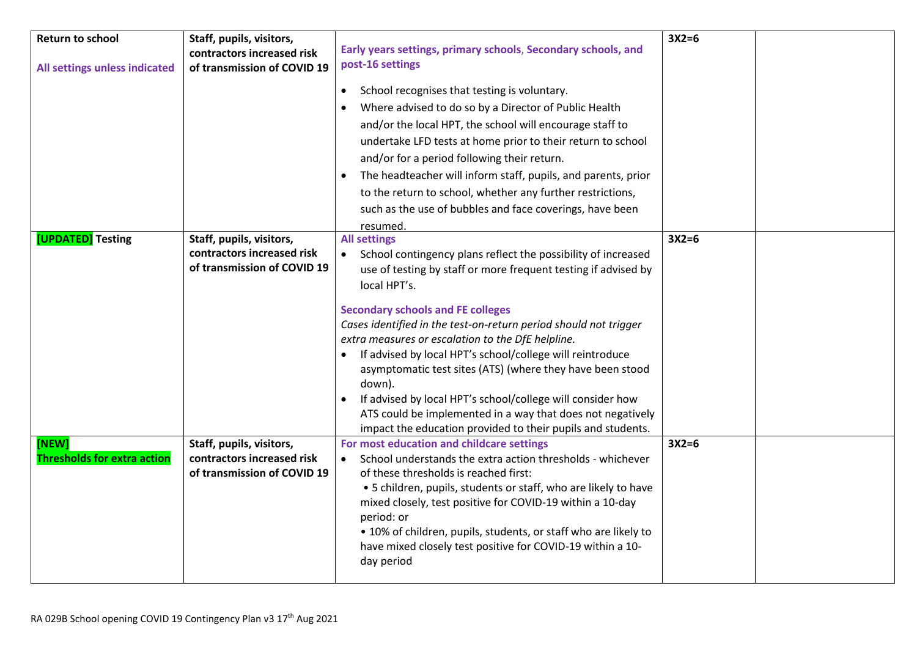| Return to school<br><br>All settings unless indicated | Staff, pupils, visitors, contractors increased risk of transmission of COVID 19 | **Early years settings, primary schools, Secondary schools, and post-16 settings**<br><br>• School recognises that testing is voluntary.<br>• Where advised to do so by a Director of Public Health and/or the local HPT, the school will encourage staff to undertake LFD tests at home prior to their return to school and/or for a period following their return.<br>• The headteacher will inform staff, pupils, and parents, prior to the return to school, whether any further restrictions, such as the use of bubbles and face coverings, have been resumed. | 3X2=6 | |
|---|---|---|---|---|
| [UPDATED] Testing | Staff, pupils, visitors, contractors increased risk of transmission of COVID 19 | **All settings**<br>• School contingency plans reflect the possibility of increased use of testing by staff or more frequent testing if advised by local HPT's.<br><br>**Secondary schools and FE colleges**<br>*Cases identified in the test-on-return period should not trigger extra measures or escalation to the DfE helpline.*<br>• If advised by local HPT's school/college will reintroduce asymptomatic test sites (ATS) (where they have been stood down).<br>• If advised by local HPT's school/college will consider how ATS could be implemented in a way that does not negatively impact the education provided to their pupils and students. | 3X2=6 | |
| [NEW]<br>Thresholds for extra action | Staff, pupils, visitors, contractors increased risk of transmission of COVID 19 | **For most education and childcare settings**<br>• School understands the extra action thresholds - whichever of these thresholds is reached first:<br>• 5 children, pupils, students or staff, who are likely to have mixed closely, test positive for COVID-19 within a 10-day period: or<br>• 10% of children, pupils, students, or staff who are likely to have mixed closely test positive for COVID-19 within a 10-day period | 3X2=6 | |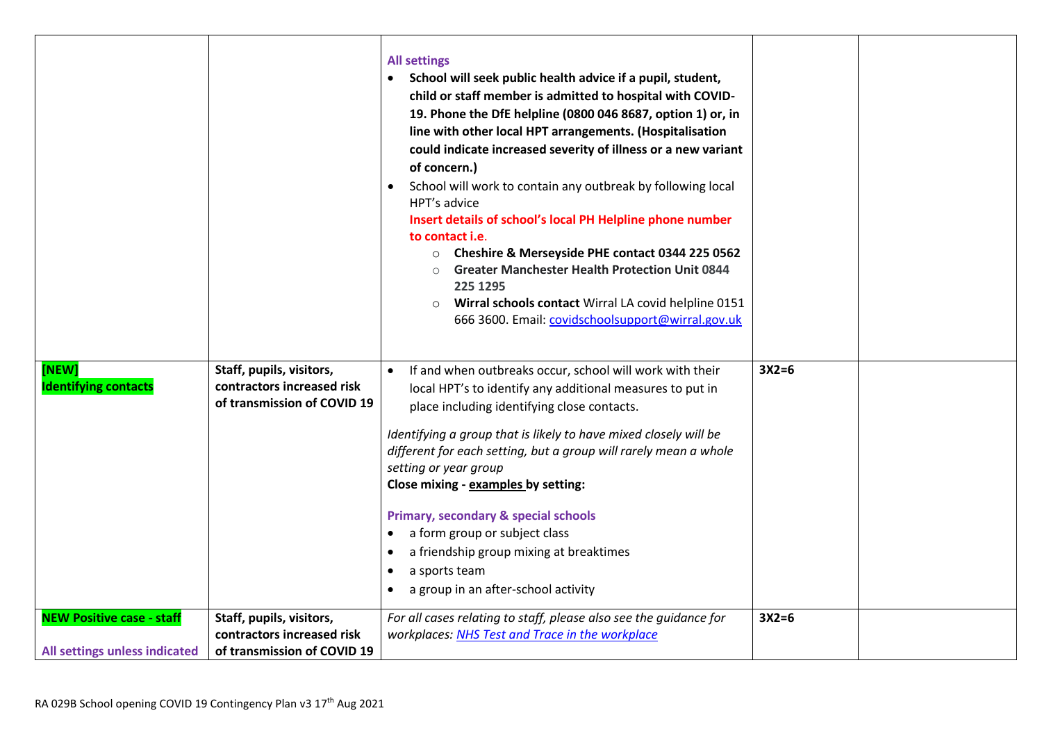| | | | | |
|---|---|---|---|---|
| | | **All settings**<br>• **School will seek public health advice if a pupil, student, child or staff member is admitted to hospital with COVID-19. Phone the DfE helpline (0800 046 8687, option 1) or, in line with other local HPT arrangements. (Hospitalisation could indicate increased severity of illness or a new variant of concern.)**<br>• School will work to contain any outbreak by following local HPT's advice<br>**Insert details of school's local PH Helpline phone number to contact i.e.**<br>  ○ **Cheshire & Merseyside PHE contact 0344 225 0562**<br>  ○ **Greater Manchester Health Protection Unit 0844 225 1295**<br>  ○ **Wirral schools contact** Wirral LA covid helpline 0151 666 3600. Email: covidschoolsupport@wirral.gov.uk | | |
| **[NEW] Identifying contacts** | **Staff, pupils, visitors, contractors increased risk of transmission of COVID 19** | • If and when outbreaks occur, school will work with their local HPT's to identify any additional measures to put in place including identifying close contacts.<br>*Identifying a group that is likely to have mixed closely will be different for each setting, but a group will rarely mean a whole setting or year group*<br>**Close mixing - examples by setting:**<br>**Primary, secondary & special schools**<br>• a form group or subject class<br>• a friendship group mixing at breaktimes<br>• a sports team<br>• a group in an after-school activity | **3X2=6** | |
| **NEW Positive case - staff**<br>**All settings unless indicated** | **Staff, pupils, visitors, contractors increased risk of transmission of COVID 19** | *For all cases relating to staff, please also see the guidance for workplaces: NHS Test and Trace in the workplace* | **3X2=6** | |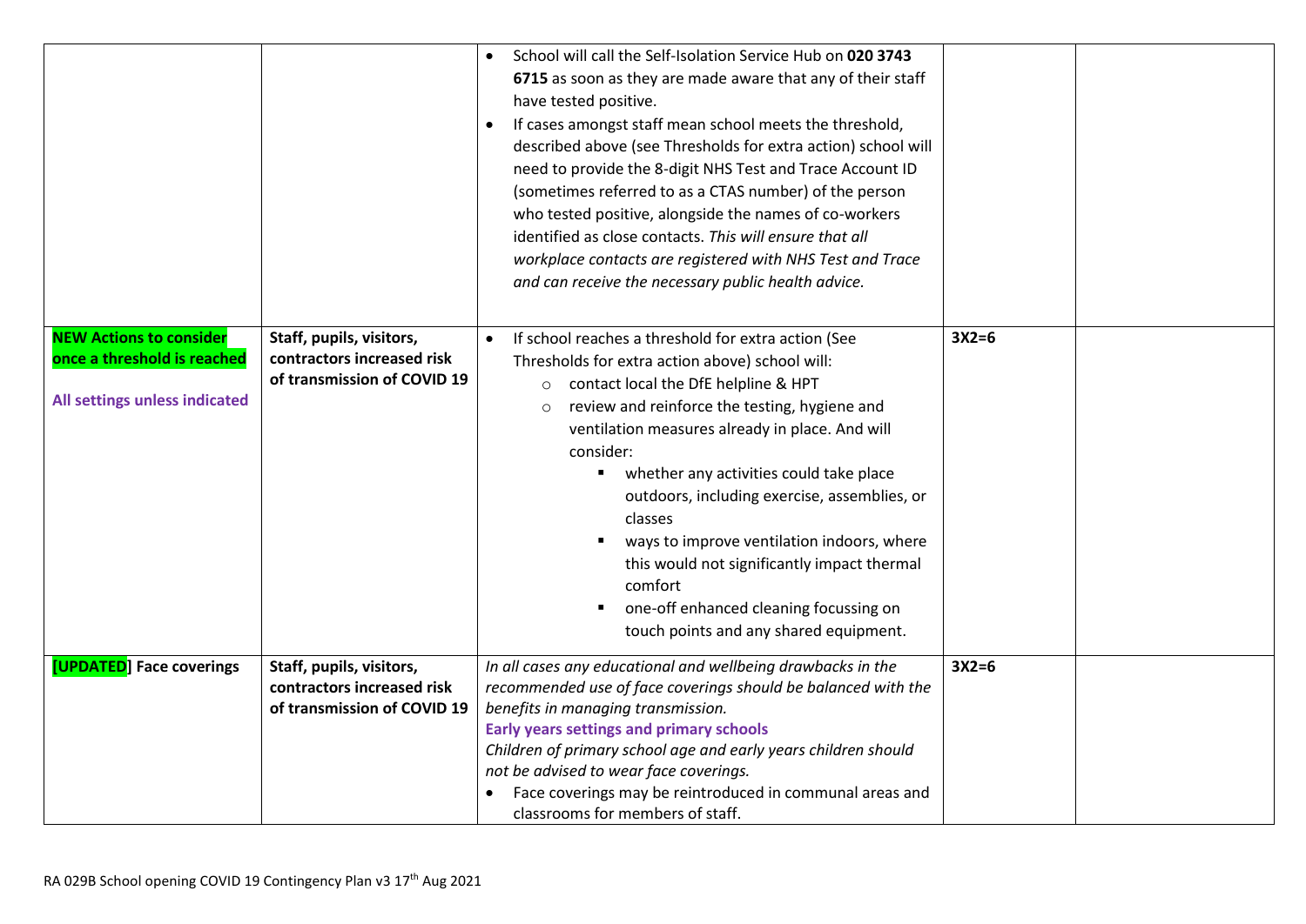| | | | | |
|---|---|---|---|---|
| | | • School will call the Self-Isolation Service Hub on **020 3743 6715** as soon as they are made aware that any of their staff have tested positive.<br>• If cases amongst staff mean school meets the threshold, described above (see Thresholds for extra action) school will need to provide the 8-digit NHS Test and Trace Account ID (sometimes referred to as a CTAS number) of the person who tested positive, alongside the names of co-workers identified as close contacts. *This will ensure that all workplace contacts are registered with NHS Test and Trace and can receive the necessary public health advice.* | | |
| **NEW Actions to consider once a threshold is reached**<br><br>**All settings unless indicated** | **Staff, pupils, visitors, contractors increased risk of transmission of COVID 19** | • If school reaches a threshold for extra action (See Thresholds for extra action above) school will:<br>&nbsp;&nbsp;○ contact local the DfE helpline & HPT<br>&nbsp;&nbsp;○ review and reinforce the testing, hygiene and ventilation measures already in place. And will consider:<br>&nbsp;&nbsp;&nbsp;&nbsp;▪ whether any activities could take place outdoors, including exercise, assemblies, or classes<br>&nbsp;&nbsp;&nbsp;&nbsp;▪ ways to improve ventilation indoors, where this would not significantly impact thermal comfort<br>&nbsp;&nbsp;&nbsp;&nbsp;▪ one-off enhanced cleaning focussing on touch points and any shared equipment. | **3X2=6** | |
| **[UPDATED] Face coverings** | **Staff, pupils, visitors, contractors increased risk of transmission of COVID 19** | *In all cases any educational and wellbeing drawbacks in the recommended use of face coverings should be balanced with the benefits in managing transmission.*<br>**Early years settings and primary schools**<br>*Children of primary school age and early years children should not be advised to wear face coverings.*<br>• Face coverings may be reintroduced in communal areas and classrooms for members of staff. | **3X2=6** | |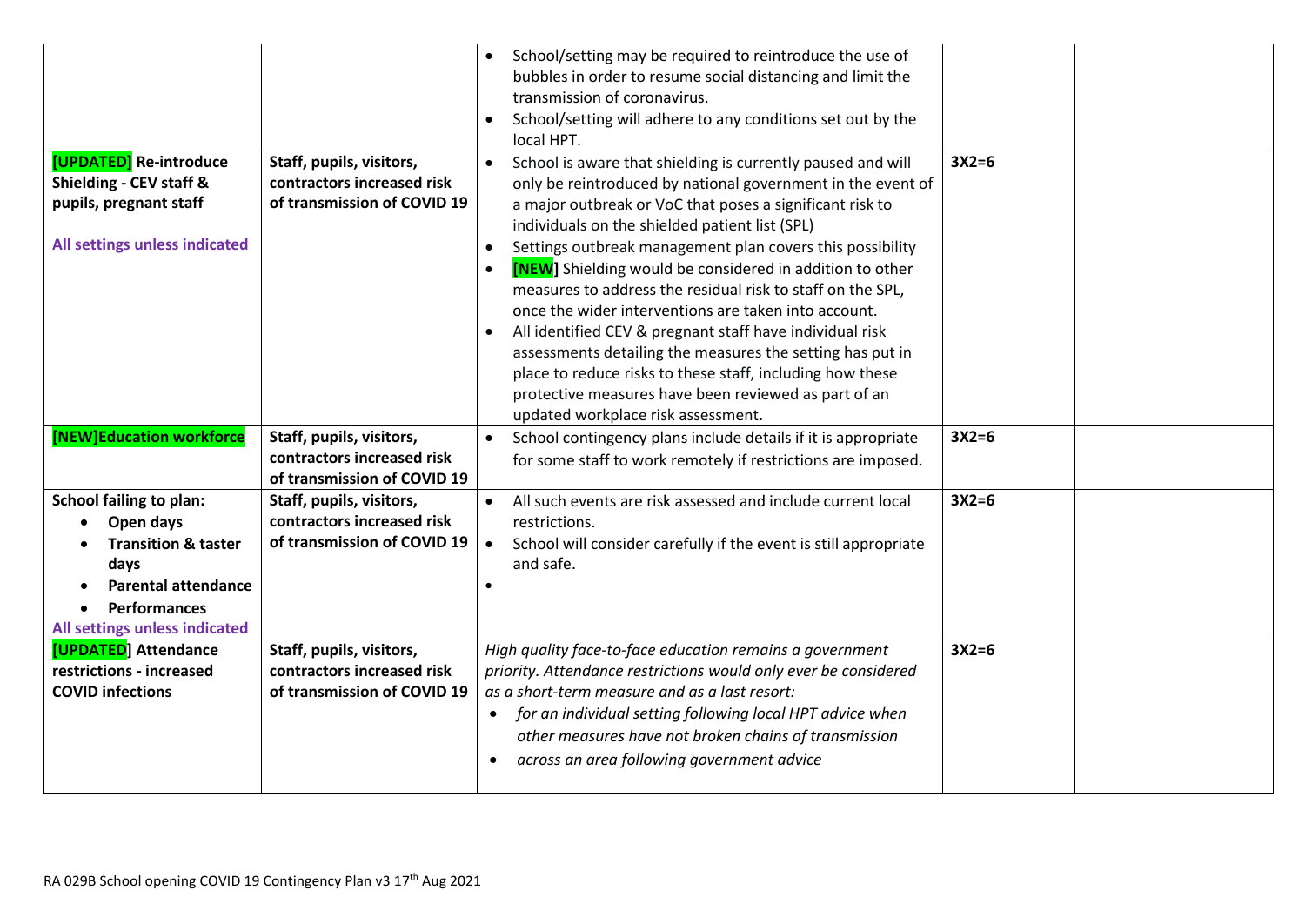| | | | | |
|---|---|---|---|---|
| | | • School/setting may be required to reintroduce the use of bubbles in order to resume social distancing and limit the transmission of coronavirus.<br>• School/setting will adhere to any conditions set out by the local HPT. | | |
| **[UPDATED] Re-introduce Shielding - CEV staff & pupils, pregnant staff**<br><br>**All settings unless indicated** | **Staff, pupils, visitors, contractors increased risk of transmission of COVID 19** | • School is aware that shielding is currently paused and will only be reintroduced by national government in the event of a major outbreak or VoC that poses a significant risk to individuals on the shielded patient list (SPL)<br>• Settings outbreak management plan covers this possibility<br>• **[NEW]** Shielding would be considered in addition to other measures to address the residual risk to staff on the SPL, once the wider interventions are taken into account.<br>• All identified CEV & pregnant staff have individual risk assessments detailing the measures the setting has put in place to reduce risks to these staff, including how these protective measures have been reviewed as part of an updated workplace risk assessment. | **3X2=6** | |
| **[NEW]Education workforce** | **Staff, pupils, visitors, contractors increased risk of transmission of COVID 19** | • School contingency plans include details if it is appropriate for some staff to work remotely if restrictions are imposed. | **3X2=6** | |
| **School failing to plan:**<br>• **Open days**<br>• **Transition & taster days**<br>• **Parental attendance**<br>• **Performances**<br>**All settings unless indicated** | **Staff, pupils, visitors, contractors increased risk of transmission of COVID 19** | • All such events are risk assessed and include current local restrictions.<br>• School will consider carefully if the event is still appropriate and safe.<br>• | **3X2=6** | |
| **[UPDATED] Attendance restrictions - increased COVID infections** | **Staff, pupils, visitors, contractors increased risk of transmission of COVID 19** | *High quality face-to-face education remains a government priority. Attendance restrictions would only ever be considered as a short-term measure and as a last resort:*<br>• *for an individual setting following local HPT advice when other measures have not broken chains of transmission*<br>• *across an area following government advice* | **3X2=6** | |

RA 029B School opening COVID 19 Contingency Plan v3 17th Aug 2021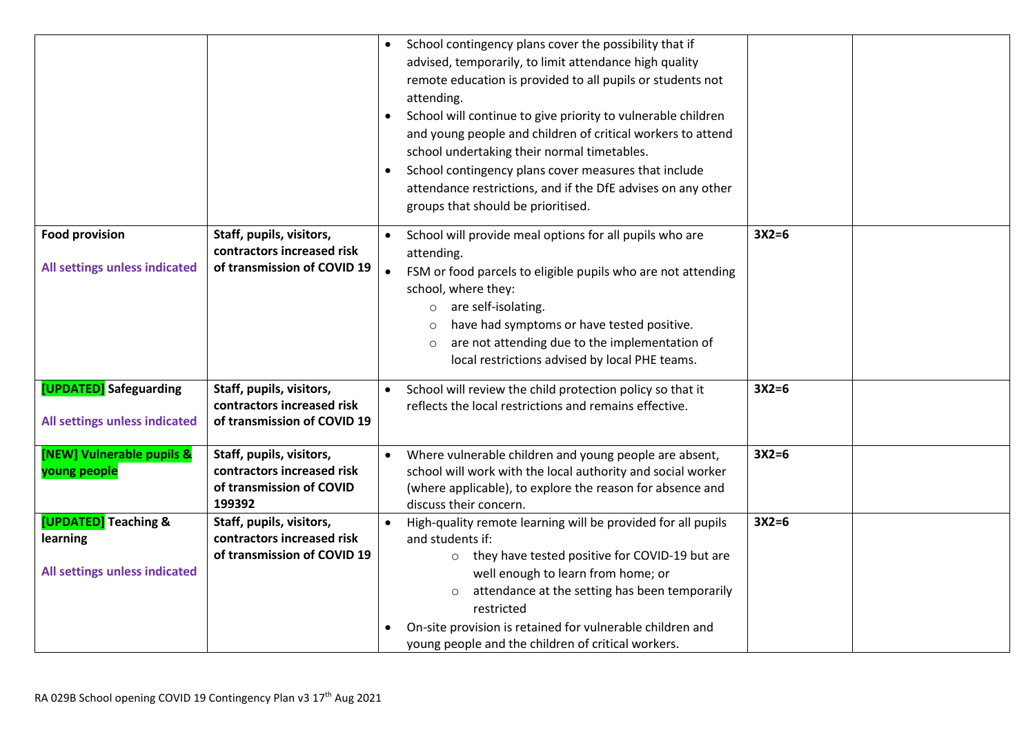| | | | | |
|---|---|---|---|---|
| | | • School contingency plans cover the possibility that if advised, temporarily, to limit attendance high quality remote education is provided to all pupils or students not attending.<br>• School will continue to give priority to vulnerable children and young people and children of critical workers to attend school undertaking their normal timetables.<br>• School contingency plans cover measures that include attendance restrictions, and if the DfE advises on any other groups that should be prioritised. | | |
| **Food provision**<br><br>**All settings unless indicated** | **Staff, pupils, visitors, contractors increased risk of transmission of COVID 19** | • School will provide meal options for all pupils who are attending.<br>• FSM or food parcels to eligible pupils who are not attending school, where they:<br>  ○ are self-isolating.<br>  ○ have had symptoms or have tested positive.<br>  ○ are not attending due to the implementation of local restrictions advised by local PHE teams. | **3X2=6** | |
| **[UPDATED] Safeguarding**<br><br>**All settings unless indicated** | **Staff, pupils, visitors, contractors increased risk of transmission of COVID 19** | • School will review the child protection policy so that it reflects the local restrictions and remains effective. | **3X2=6** | |
| **[NEW] Vulnerable pupils & young people** | **Staff, pupils, visitors, contractors increased risk of transmission of COVID 199392** | • Where vulnerable children and young people are absent, school will work with the local authority and social worker (where applicable), to explore the reason for absence and discuss their concern. | **3X2=6** | |
| **[UPDATED] Teaching & learning**<br><br>**All settings unless indicated** | **Staff, pupils, visitors, contractors increased risk of transmission of COVID 19** | • High-quality remote learning will be provided for all pupils and students if:<br>  ○ they have tested positive for COVID-19 but are well enough to learn from home; or<br>  ○ attendance at the setting has been temporarily restricted<br>• On-site provision is retained for vulnerable children and young people and the children of critical workers. | **3X2=6** | |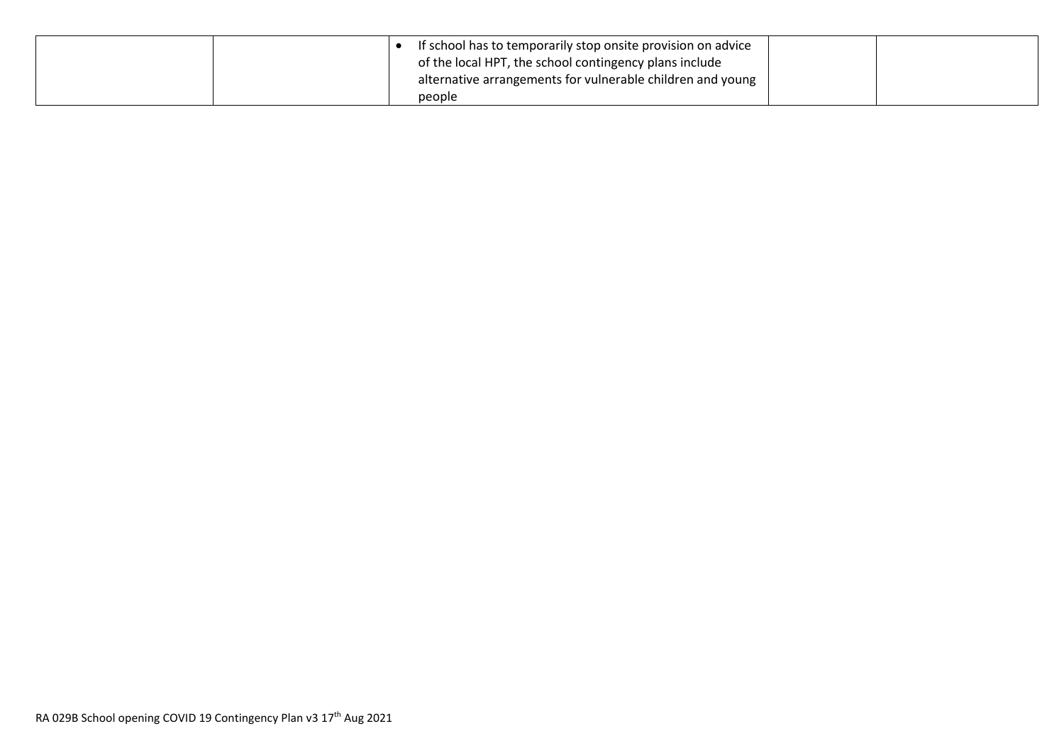| | | | | |
|---|---|---|---|---|
| | | • If school has to temporarily stop onsite provision on advice of the local HPT, the school contingency plans include alternative arrangements for vulnerable children and young people | | |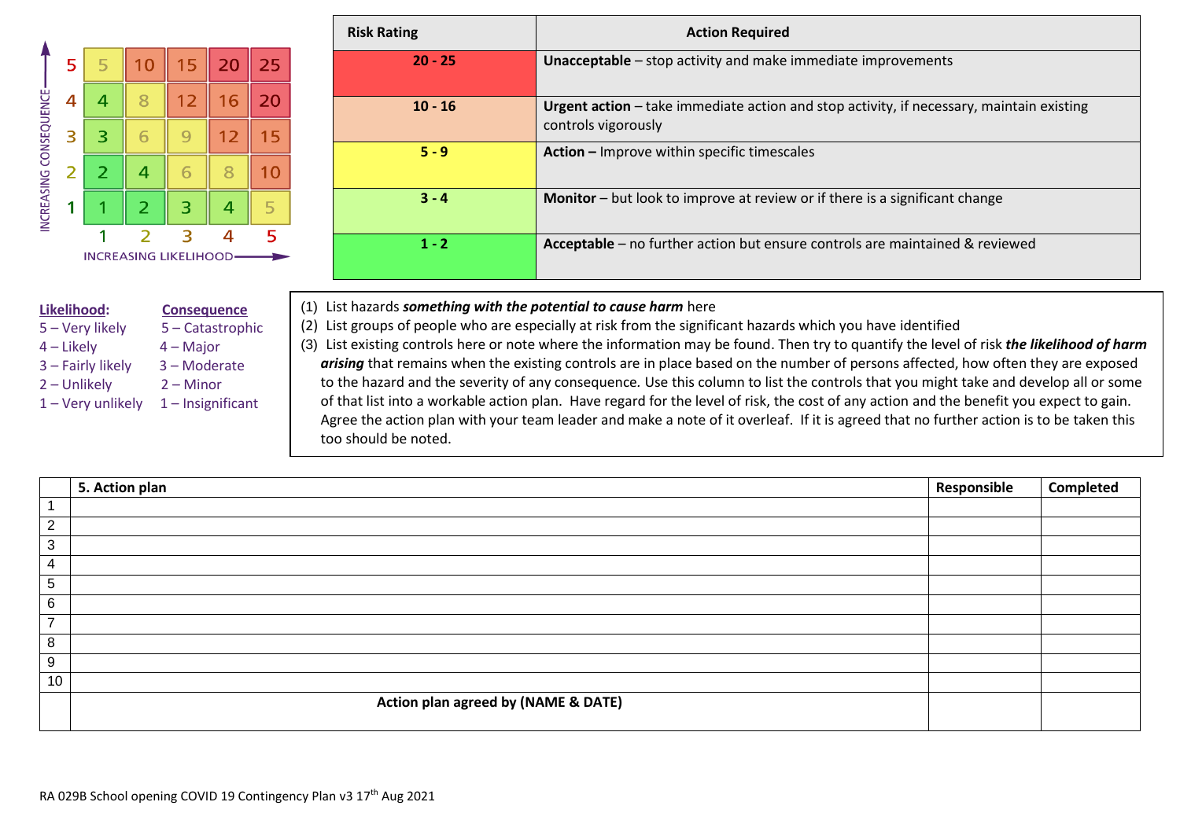| | | | | | |
|---|---|---|---|---|---|
| 5 | 5 | 10 | 15 | 20 | 25 |
| 4 | 4 | 8 | 12 | 16 | 20 |
| 3 | 3 | 6 | 9 | 12 | 15 |
| 2 | 2 | 4 | 6 | 8 | 10 |
| 1 | 1 | 2 | 3 | 4 | 5 |
| | 1 | 2 | 3 | 4 | 5 |

INCREASING CONSEQUENCE

INCREASING LIKELIHOOD

| Risk Rating | Action Required |
|---|---|
| 20 - 25 | **Unacceptable** – stop activity and make immediate improvements |
| 10 - 16 | **Urgent action** – take immediate action and stop activity, if necessary, maintain existing controls vigorously |
| 5 - 9 | **Action –** Improve within specific timescales |
| 3 - 4 | **Monitor** – but look to improve at review or if there is a significant change |
| 1 - 2 | **Acceptable** – no further action but ensure controls are maintained & reviewed |

**Likelihood:**
5 – Very likely
4 – Likely
3 – Fairly likely
2 – Unlikely
1 – Very unlikely

**Consequence**
5 – Catastrophic
4 – Major
3 – Moderate
2 – Minor
1 – Insignificant

(1) List hazards ***something with the potential to cause harm*** here
(2) List groups of people who are especially at risk from the significant hazards which you have identified
(3) List existing controls here or note where the information may be found. Then try to quantify the level of risk ***the likelihood of harm arising*** that remains when the existing controls are in place based on the number of persons affected, how often they are exposed to the hazard and the severity of any consequence. Use this column to list the controls that you might take and develop all or some of that list into a workable action plan. Have regard for the level of risk, the cost of any action and the benefit you expect to gain. Agree the action plan with your team leader and make a note of it overleaf. If it is agreed that no further action is to be taken this too should be noted.

| | 5. Action plan | Responsible | Completed |
|---|---|---|---|
| 1 | | | |
| 2 | | | |
| 3 | | | |
| 4 | | | |
| 5 | | | |
| 6 | | | |
| 7 | | | |
| 8 | | | |
| 9 | | | |
| 10 | | | |
| | **Action plan agreed by (NAME & DATE)** | | |

RA 029B School opening COVID 19 Contingency Plan v3 17th Aug 2021